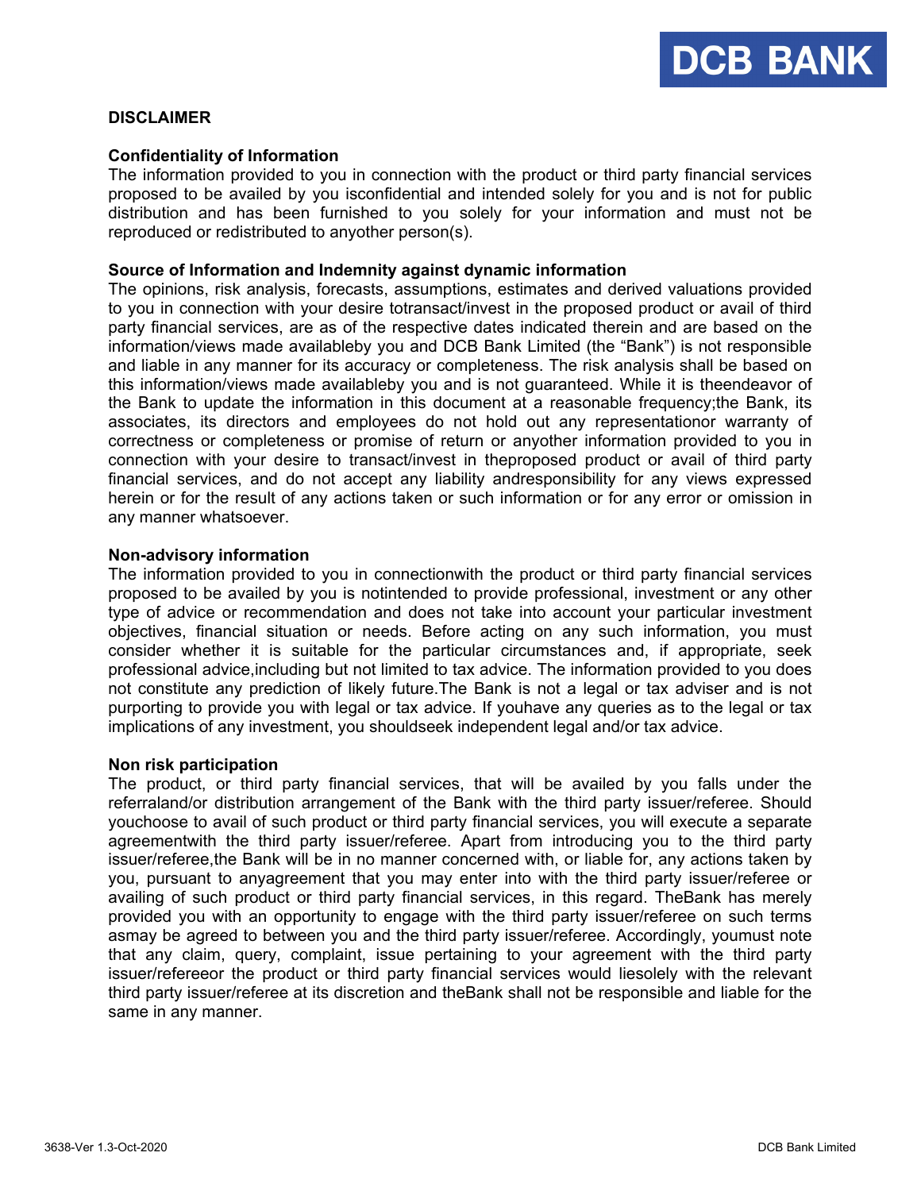DCB BANK

# DISCLAIMER

## Confidentiality of Information

The information provided to you in connection with the product or third party financial services proposed to be availed by you isconfidential and intended solely for you and is not for public distribution and has been furnished to you solely for your information and must not be reproduced or redistributed to anyother person(s).

## Source of Information and Indemnity against dynamic information

The opinions, risk analysis, forecasts, assumptions, estimates and derived valuations provided to you in connection with your desire totransact/invest in the proposed product or avail of third party financial services, are as of the respective dates indicated therein and are based on the information/views made availableby you and DCB Bank Limited (the "Bank") is not responsible and liable in any manner for its accuracy or completeness. The risk analysis shall be based on this information/views made availableby you and is not guaranteed. While it is theendeavor of the Bank to update the information in this document at a reasonable frequency;the Bank, its associates, its directors and employees do not hold out any representationor warranty of correctness or completeness or promise of return or anyother information provided to you in connection with your desire to transact/invest in theproposed product or avail of third party financial services, and do not accept any liability andresponsibility for any views expressed herein or for the result of any actions taken or such information or for any error or omission in any manner whatsoever.

## Non-advisory information

The information provided to you in connectionwith the product or third party financial services proposed to be availed by you is notintended to provide professional, investment or any other type of advice or recommendation and does not take into account your particular investment objectives, financial situation or needs. Before acting on any such information, you must consider whether it is suitable for the particular circumstances and, if appropriate, seek professional advice,including but not limited to tax advice. The information provided to you does not constitute any prediction of likely future.The Bank is not a legal or tax adviser and is not purporting to provide you with legal or tax advice. If youhave any queries as to the legal or tax implications of any investment, you shouldseek independent legal and/or tax advice.

## Non risk participation

The product, or third party financial services, that will be availed by you falls under the referraland/or distribution arrangement of the Bank with the third party issuer/referee. Should youchoose to avail of such product or third party financial services, you will execute a separate agreementwith the third party issuer/referee. Apart from introducing you to the third party issuer/referee,the Bank will be in no manner concerned with, or liable for, any actions taken by you, pursuant to anyagreement that you may enter into with the third party issuer/referee or availing of such product or third party financial services, in this regard. TheBank has merely provided you with an opportunity to engage with the third party issuer/referee on such terms asmay be agreed to between you and the third party issuer/referee. Accordingly, youmust note that any claim, query, complaint, issue pertaining to your agreement with the third party issuer/refereeor the product or third party financial services would liesolely with the relevant third party issuer/referee at its discretion and theBank shall not be responsible and liable for the same in any manner.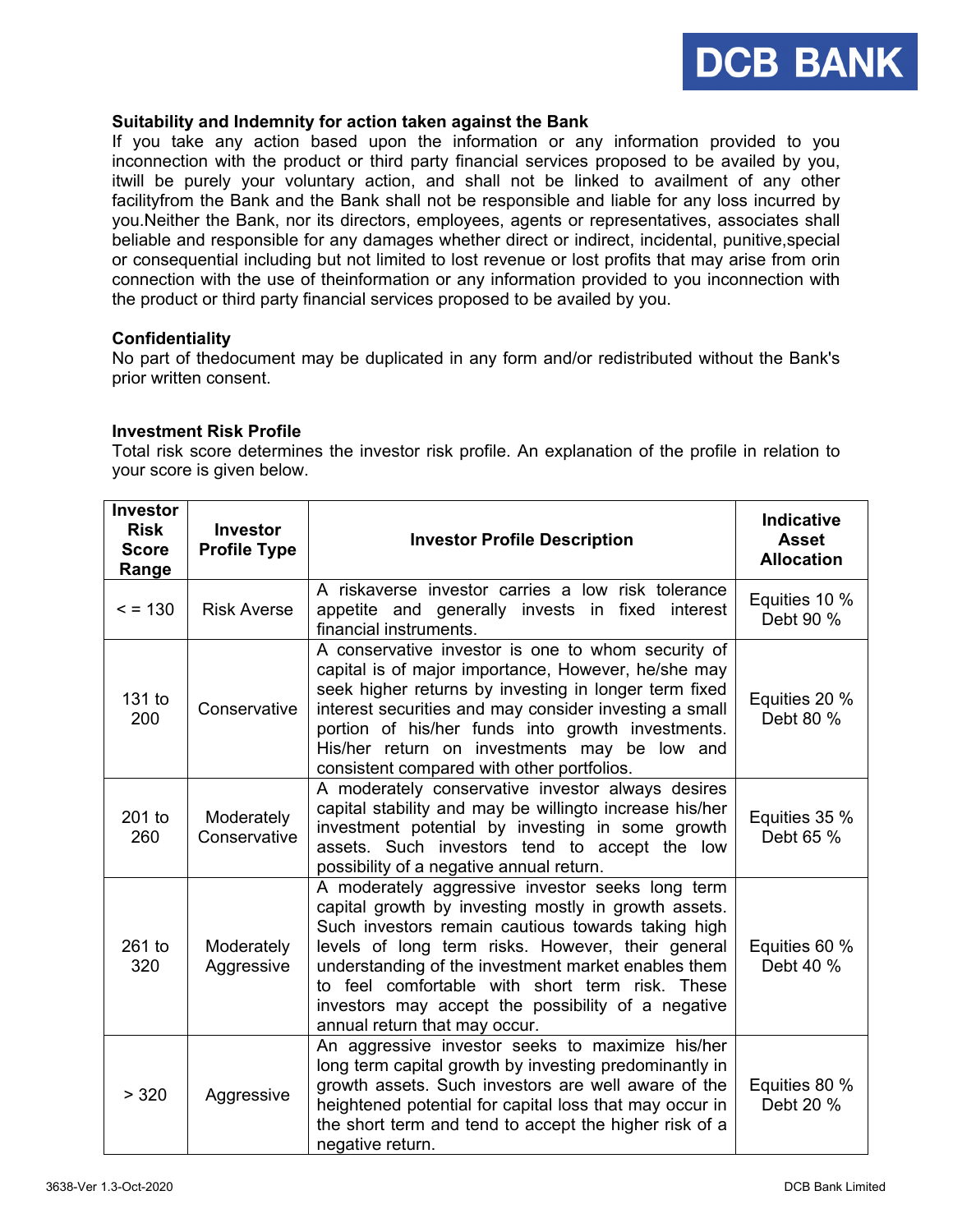### Suitability and Indemnity for action taken against the Bank

If you take any action based upon the information or any information provided to you inconnection with the product or third party financial services proposed to be availed by you, itwill be purely your voluntary action, and shall not be linked to availment of any other facilityfrom the Bank and the Bank shall not be responsible and liable for any loss incurred by you.Neither the Bank, nor its directors, employees, agents or representatives, associates shall beliable and responsible for any damages whether direct or indirect, incidental, punitive,special or consequential including but not limited to lost revenue or lost profits that may arise from orin connection with the use of theinformation or any information provided to you inconnection with the product or third party financial services proposed to be availed by you.

### Confidentiality

No part of thedocument may be duplicated in any form and/or redistributed without the Bank's prior written consent.

### Investment Risk Profile

Total risk score determines the investor risk profile. An explanation of the profile in relation to your score is given below.

| Investor Risk Score Range | Investor Profile Type | Investor Profile Description | Indicative Asset Allocation |
|---|---|---|---|
| < = 130 | Risk Averse | A riskaverse investor carries a low risk tolerance appetite and generally invests in fixed interest financial instruments. | Equities 10 % Debt 90 % |
| 131 to 200 | Conservative | A conservative investor is one to whom security of capital is of major importance, However, he/she may seek higher returns by investing in longer term fixed interest securities and may consider investing a small portion of his/her funds into growth investments. His/her return on investments may be low and consistent compared with other portfolios. | Equities 20 % Debt 80 % |
| 201 to 260 | Moderately Conservative | A moderately conservative investor always desires capital stability and may be willingto increase his/her investment potential by investing in some growth assets. Such investors tend to accept the low possibility of a negative annual return. | Equities 35 % Debt 65 % |
| 261 to 320 | Moderately Aggressive | A moderately aggressive investor seeks long term capital growth by investing mostly in growth assets. Such investors remain cautious towards taking high levels of long term risks. However, their general understanding of the investment market enables them to feel comfortable with short term risk. These investors may accept the possibility of a negative annual return that may occur. | Equities 60 % Debt 40 % |
| > 320 | Aggressive | An aggressive investor seeks to maximize his/her long term capital growth by investing predominantly in growth assets. Such investors are well aware of the heightened potential for capital loss that may occur in the short term and tend to accept the higher risk of a negative return. | Equities 80 % Debt 20 % |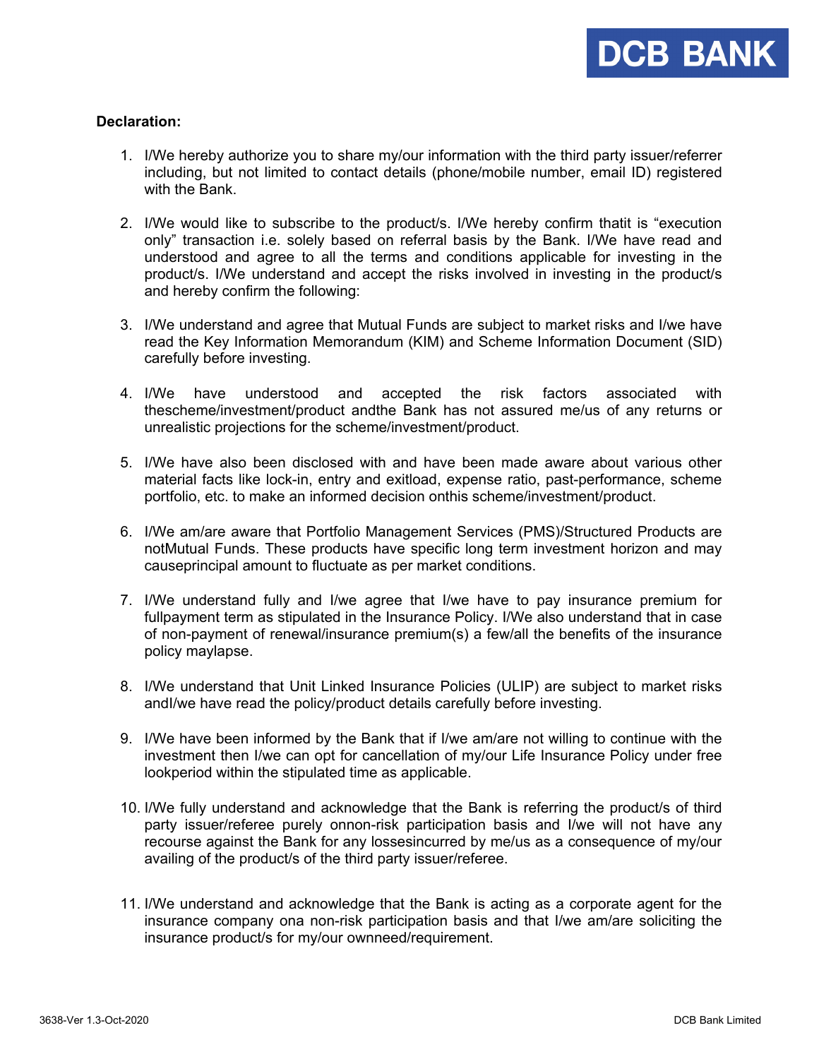**Declaration:**

1. I/We hereby authorize you to share my/our information with the third party issuer/referrer including, but not limited to contact details (phone/mobile number, email ID) registered with the Bank.

2. I/We would like to subscribe to the product/s. I/We hereby confirm thatit is "execution only" transaction i.e. solely based on referral basis by the Bank. I/We have read and understood and agree to all the terms and conditions applicable for investing in the product/s. I/We understand and accept the risks involved in investing in the product/s and hereby confirm the following:

3. I/We understand and agree that Mutual Funds are subject to market risks and I/we have read the Key Information Memorandum (KIM) and Scheme Information Document (SID) carefully before investing.

4. I/We have understood and accepted the risk factors associated with thescheme/investment/product andthe Bank has not assured me/us of any returns or unrealistic projections for the scheme/investment/product.

5. I/We have also been disclosed with and have been made aware about various other material facts like lock-in, entry and exitload, expense ratio, past-performance, scheme portfolio, etc. to make an informed decision onthis scheme/investment/product.

6. I/We am/are aware that Portfolio Management Services (PMS)/Structured Products are notMutual Funds. These products have specific long term investment horizon and may causeprincipal amount to fluctuate as per market conditions.

7. I/We understand fully and I/we agree that I/we have to pay insurance premium for fullpayment term as stipulated in the Insurance Policy. I/We also understand that in case of non-payment of renewal/insurance premium(s) a few/all the benefits of the insurance policy maylapse.

8. I/We understand that Unit Linked Insurance Policies (ULIP) are subject to market risks andI/we have read the policy/product details carefully before investing.

9. I/We have been informed by the Bank that if I/we am/are not willing to continue with the investment then I/we can opt for cancellation of my/our Life Insurance Policy under free lookperiod within the stipulated time as applicable.

10. I/We fully understand and acknowledge that the Bank is referring the product/s of third party issuer/referee purely onnon-risk participation basis and I/we will not have any recourse against the Bank for any lossesincurred by me/us as a consequence of my/our availing of the product/s of the third party issuer/referee.

11. I/We understand and acknowledge that the Bank is acting as a corporate agent for the insurance company ona non-risk participation basis and that I/we am/are soliciting the insurance product/s for my/our ownneed/requirement.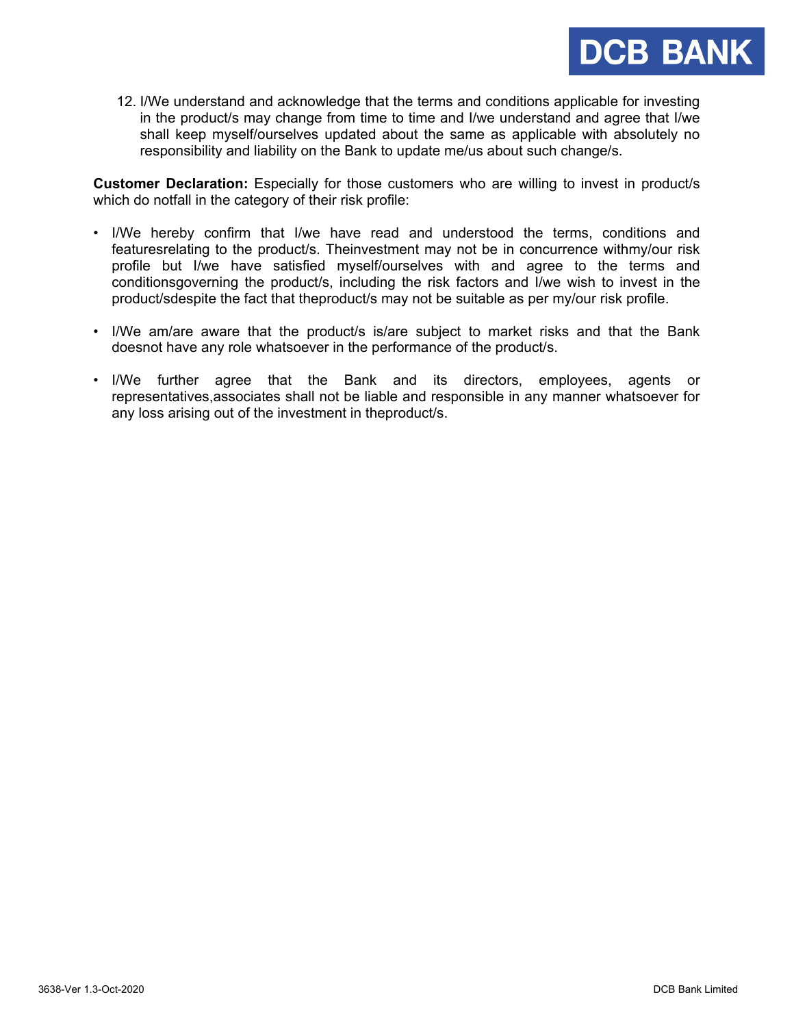12. I/We understand and acknowledge that the terms and conditions applicable for investing in the product/s may change from time to time and I/we understand and agree that I/we shall keep myself/ourselves updated about the same as applicable with absolutely no responsibility and liability on the Bank to update me/us about such change/s.

**Customer Declaration:** Especially for those customers who are willing to invest in product/s which do notfall in the category of their risk profile:

- I/We hereby confirm that I/we have read and understood the terms, conditions and featuresrelating to the product/s. Theinvestment may not be in concurrence withmy/our risk profile but I/we have satisfied myself/ourselves with and agree to the terms and conditionsgoverning the product/s, including the risk factors and I/we wish to invest in the product/sdespite the fact that theproduct/s may not be suitable as per my/our risk profile.

- I/We am/are aware that the product/s is/are subject to market risks and that the Bank doesnot have any role whatsoever in the performance of the product/s.

- I/We further agree that the Bank and its directors, employees, agents or representatives,associates shall not be liable and responsible in any manner whatsoever for any loss arising out of the investment in theproduct/s.